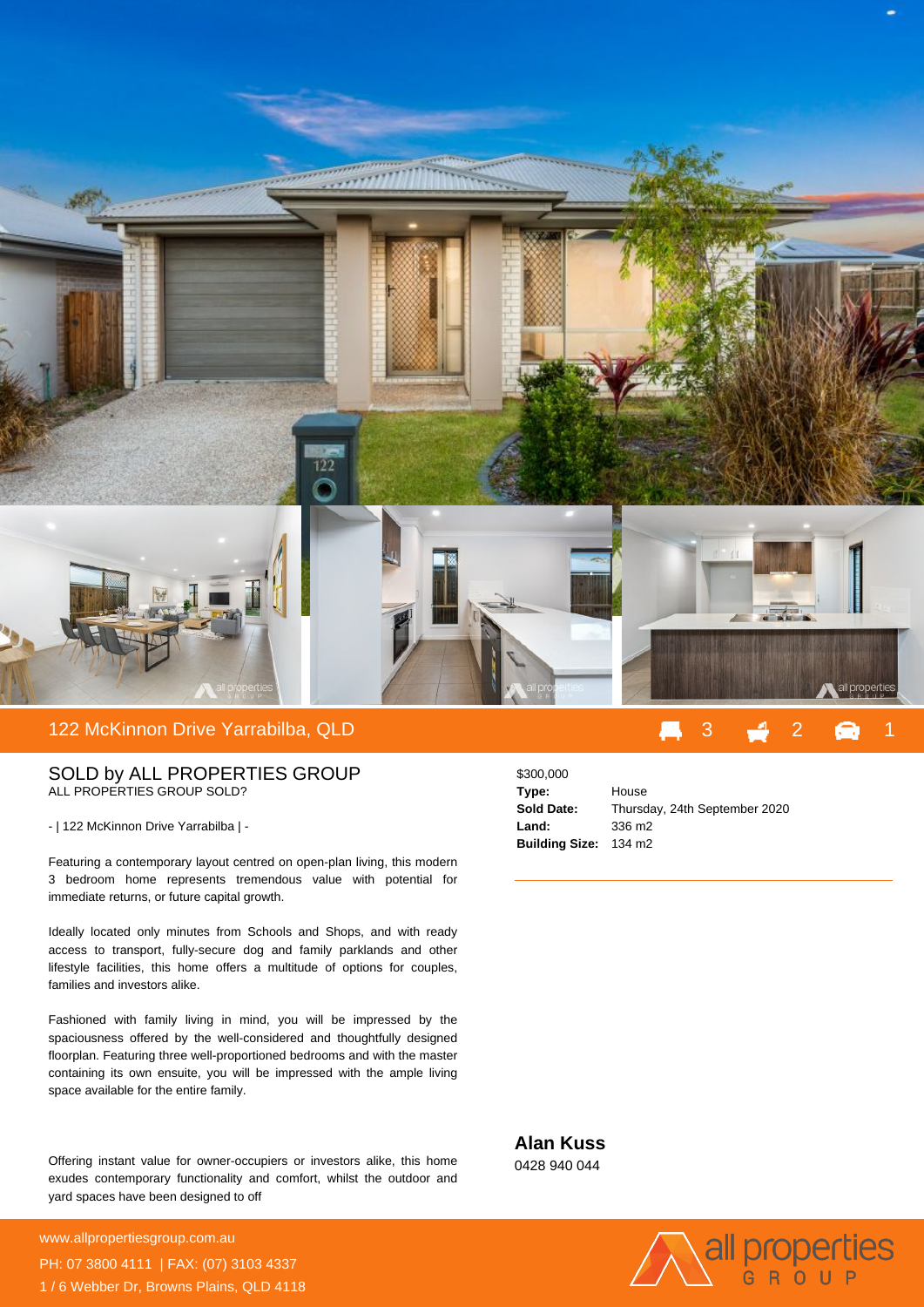## 122 McKinnon Drive Yarrabilba, QLD

3 | 2 | 1

### SOLD by ALL PROPERTIES GROUP

ALL PROPERTIES GROUP SOLD?

- | 122 McKinnon Drive Yarrabilba | -

Featuring a contemporary layout centred on open-plan living, this modern 3 bedroom home represents tremendous value with potential for immediate returns, or future capital growth.

Ideally located only minutes from Schools and Shops, and with ready access to transport, fully-secure dog and family parklands and other lifestyle facilities, this home offers a multitude of options for couples, families and investors alike.

Fashioned with family living in mind, you will be impressed by the spaciousness offered by the well-considered and thoughtfully designed floorplan. Featuring three well-proportioned bedrooms and with the master containing its own ensuite, you will be impressed with the ample living space available for the entire family.

Offering instant value for owner-occupiers or investors alike, this home exudes contemporary functionality and comfort, whilst the outdoor and yard spaces have been designed to off

$300,000

| | |
|---|---|
| **Type:** | House |
| **Sold Date:** | Thursday, 24th September 2020 |
| **Land:** | 336 m2 |
| **Building Size:** | 134 m2 |

**Alan Kuss**
0428 940 044

www.allpropertiesgroup.com.au
PH: 07 3800 4111 | FAX: (07) 3103 4337
1 / 6 Webber Dr, Browns Plains, QLD 4118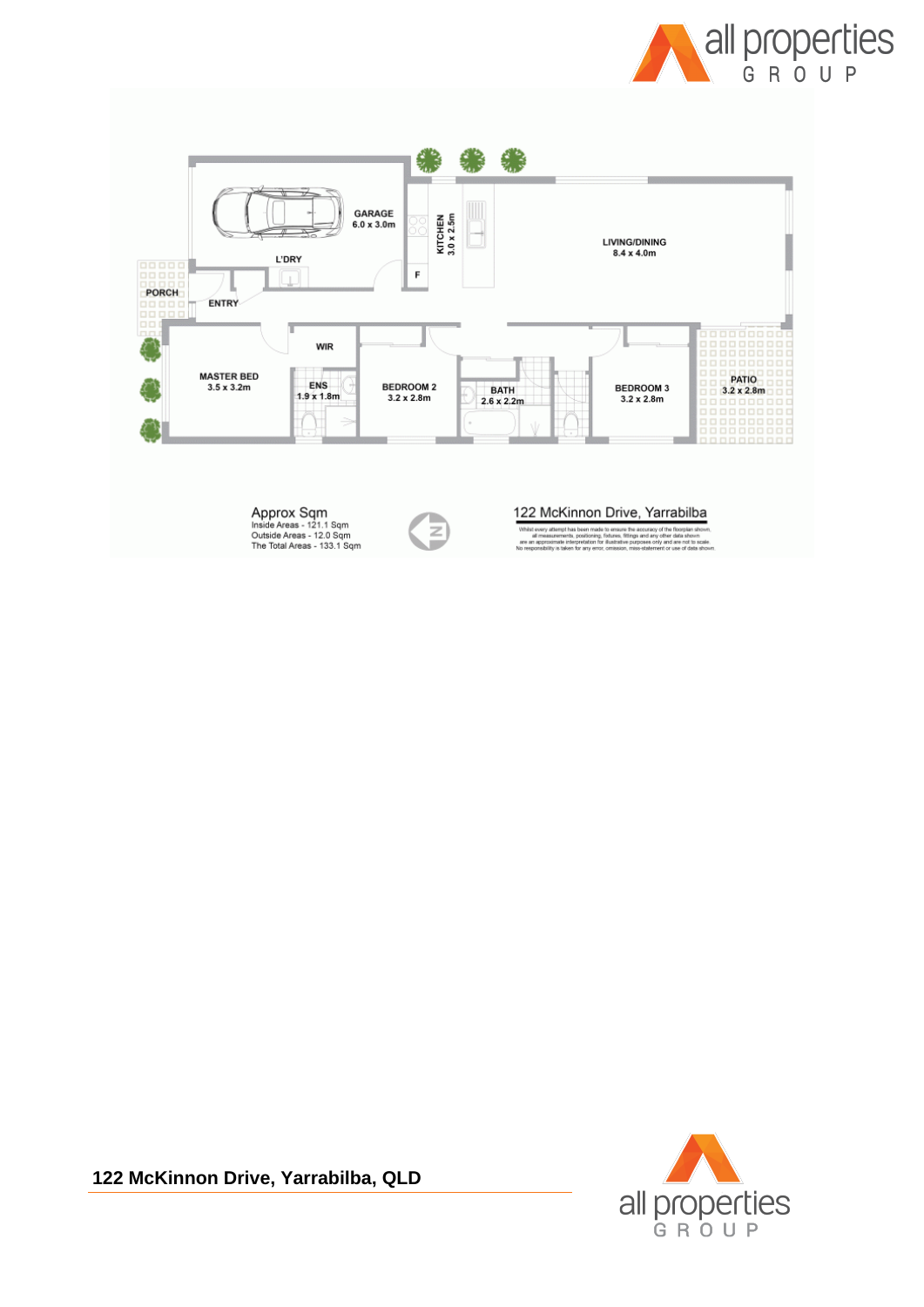GARAGE
6.0 x 3.0m

L'DRY

KITCHEN
3.0 x 2.5m

F

LIVING/DINING
8.4 x 4.0m

PORCH

ENTRY

WIR

MASTER BED
3.5 x 3.2m

ENS
1.9 x 1.8m

BEDROOM 2
3.2 x 2.8m

BATH
2.6 x 2.2m

BEDROOM 3
3.2 x 2.8m

PATIO
3.2 x 2.8m

Approx Sqm
Inside Areas - 121.1 Sqm
Outside Areas - 12.0 Sqm
The Total Areas - 133.1 Sqm

N

122 McKinnon Drive, Yarrabilba

Whilst every attempt has been made to ensure the accuracy of the floorplan shown, all measurements, positioning, fixtures, fittings and any other data shown are an approximate interpretation for illustrative purposes only and are not to scale. No responsibility is taken for any error, omission, mis-statement or use of data shown.

**122 McKinnon Drive, Yarrabilba, QLD**